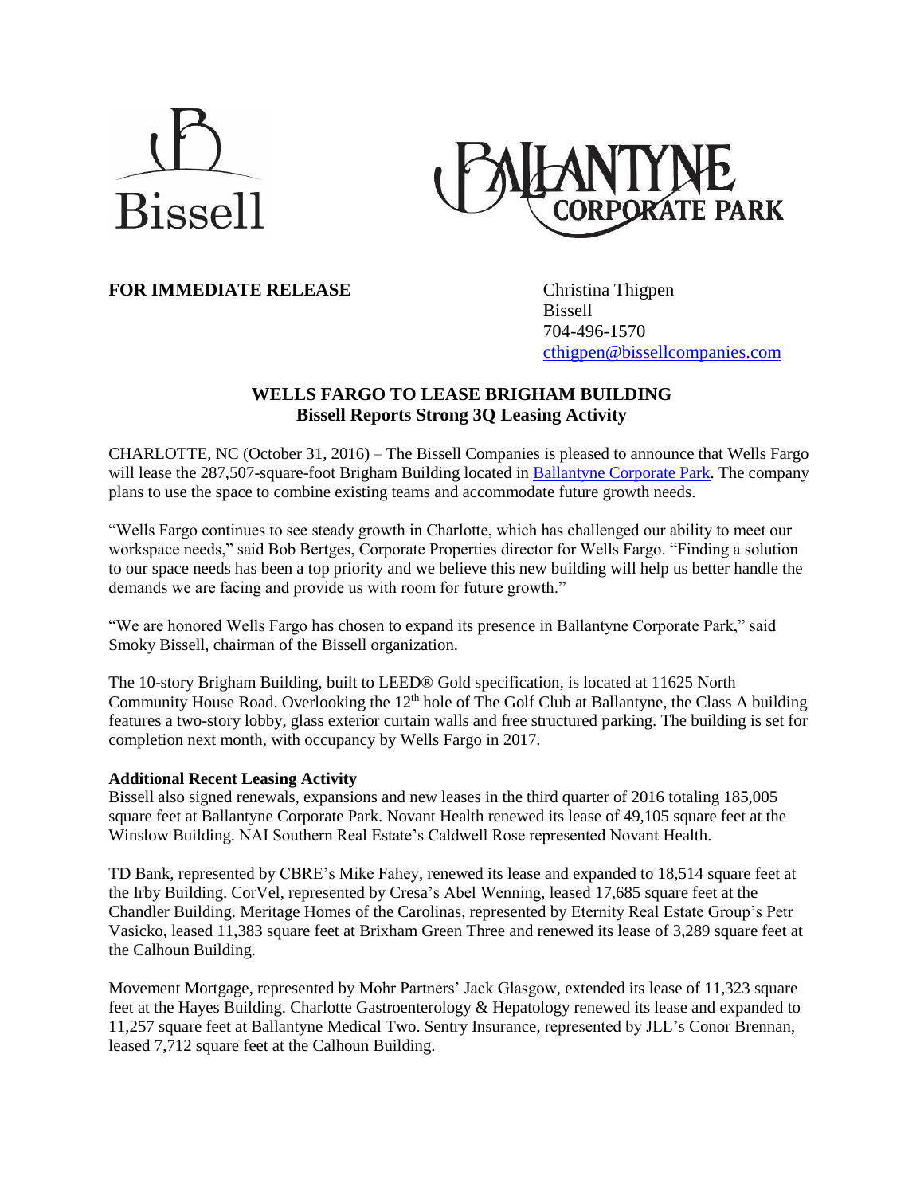Bissell

Ballantyne Corporate Park

**FOR IMMEDIATE RELEASE**

Christina Thigpen
Bissell
704-496-1570
cthigpen@bissellcompanies.com

## WELLS FARGO TO LEASE BRIGHAM BUILDING
### Bissell Reports Strong 3Q Leasing Activity

CHARLOTTE, NC (October 31, 2016) – The Bissell Companies is pleased to announce that Wells Fargo will lease the 287,507-square-foot Brigham Building located in Ballantyne Corporate Park. The company plans to use the space to combine existing teams and accommodate future growth needs.

"Wells Fargo continues to see steady growth in Charlotte, which has challenged our ability to meet our workspace needs," said Bob Bertges, Corporate Properties director for Wells Fargo. "Finding a solution to our space needs has been a top priority and we believe this new building will help us better handle the demands we are facing and provide us with room for future growth."

"We are honored Wells Fargo has chosen to expand its presence in Ballantyne Corporate Park," said Smoky Bissell, chairman of the Bissell organization.

The 10-story Brigham Building, built to LEED® Gold specification, is located at 11625 North Community House Road. Overlooking the 12th hole of The Golf Club at Ballantyne, the Class A building features a two-story lobby, glass exterior curtain walls and free structured parking. The building is set for completion next month, with occupancy by Wells Fargo in 2017.

**Additional Recent Leasing Activity**

Bissell also signed renewals, expansions and new leases in the third quarter of 2016 totaling 185,005 square feet at Ballantyne Corporate Park. Novant Health renewed its lease of 49,105 square feet at the Winslow Building. NAI Southern Real Estate's Caldwell Rose represented Novant Health.

TD Bank, represented by CBRE's Mike Fahey, renewed its lease and expanded to 18,514 square feet at the Irby Building. CorVel, represented by Cresa's Abel Wenning, leased 17,685 square feet at the Chandler Building. Meritage Homes of the Carolinas, represented by Eternity Real Estate Group's Petr Vasicko, leased 11,383 square feet at Brixham Green Three and renewed its lease of 3,289 square feet at the Calhoun Building.

Movement Mortgage, represented by Mohr Partners' Jack Glasgow, extended its lease of 11,323 square feet at the Hayes Building. Charlotte Gastroenterology & Hepatology renewed its lease and expanded to 11,257 square feet at Ballantyne Medical Two. Sentry Insurance, represented by JLL's Conor Brennan, leased 7,712 square feet at the Calhoun Building.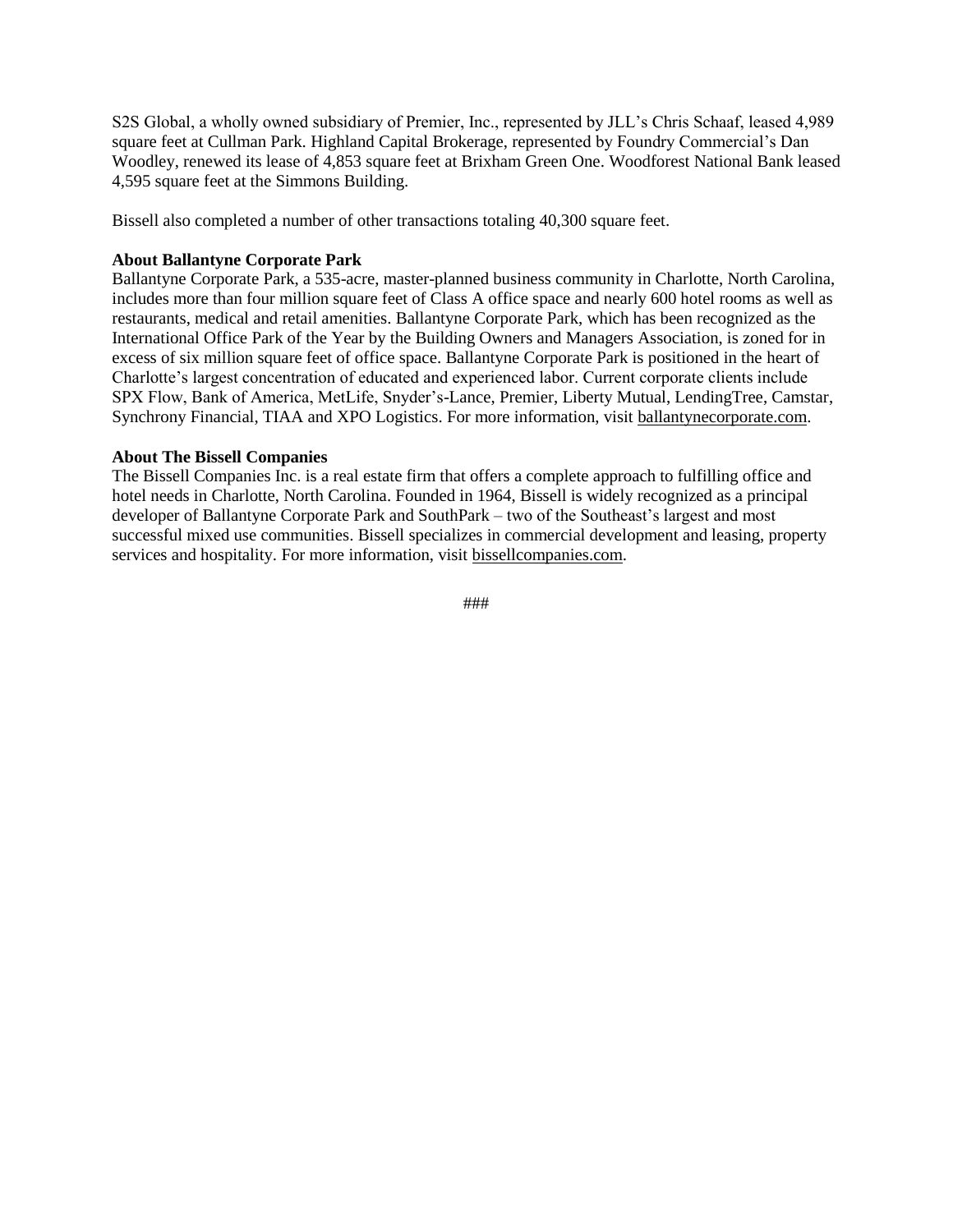S2S Global, a wholly owned subsidiary of Premier, Inc., represented by JLL's Chris Schaaf, leased 4,989 square feet at Cullman Park. Highland Capital Brokerage, represented by Foundry Commercial's Dan Woodley, renewed its lease of 4,853 square feet at Brixham Green One. Woodforest National Bank leased 4,595 square feet at the Simmons Building.

Bissell also completed a number of other transactions totaling 40,300 square feet.

**About Ballantyne Corporate Park**

Ballantyne Corporate Park, a 535-acre, master-planned business community in Charlotte, North Carolina, includes more than four million square feet of Class A office space and nearly 600 hotel rooms as well as restaurants, medical and retail amenities. Ballantyne Corporate Park, which has been recognized as the International Office Park of the Year by the Building Owners and Managers Association, is zoned for in excess of six million square feet of office space. Ballantyne Corporate Park is positioned in the heart of Charlotte's largest concentration of educated and experienced labor. Current corporate clients include SPX Flow, Bank of America, MetLife, Snyder's-Lance, Premier, Liberty Mutual, LendingTree, Camstar, Synchrony Financial, TIAA and XPO Logistics. For more information, visit ballantynecorporate.com.

**About The Bissell Companies**

The Bissell Companies Inc. is a real estate firm that offers a complete approach to fulfilling office and hotel needs in Charlotte, North Carolina. Founded in 1964, Bissell is widely recognized as a principal developer of Ballantyne Corporate Park and SouthPark – two of the Southeast's largest and most successful mixed use communities. Bissell specializes in commercial development and leasing, property services and hospitality. For more information, visit bissellcompanies.com.

###